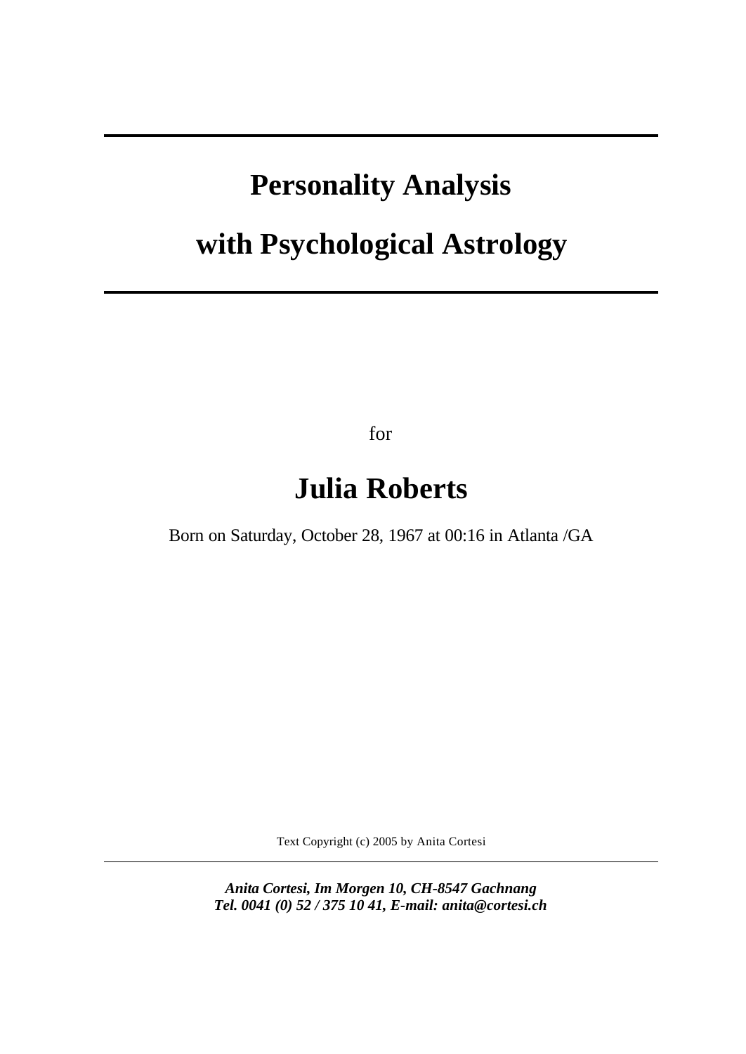# Personality Analysis

# with Psychological Astrology

for

## Julia Roberts

Born on Saturday, October 28, 1967 at 00:16 in Atlanta /GA

Text Copyright (c) 2005 by Anita Cortesi

***Anita Cortesi, Im Morgen 10, CH-8547 Gachnang***
***Tel. 0041 (0) 52 / 375 10 41, E-mail: anita@cortesi.ch***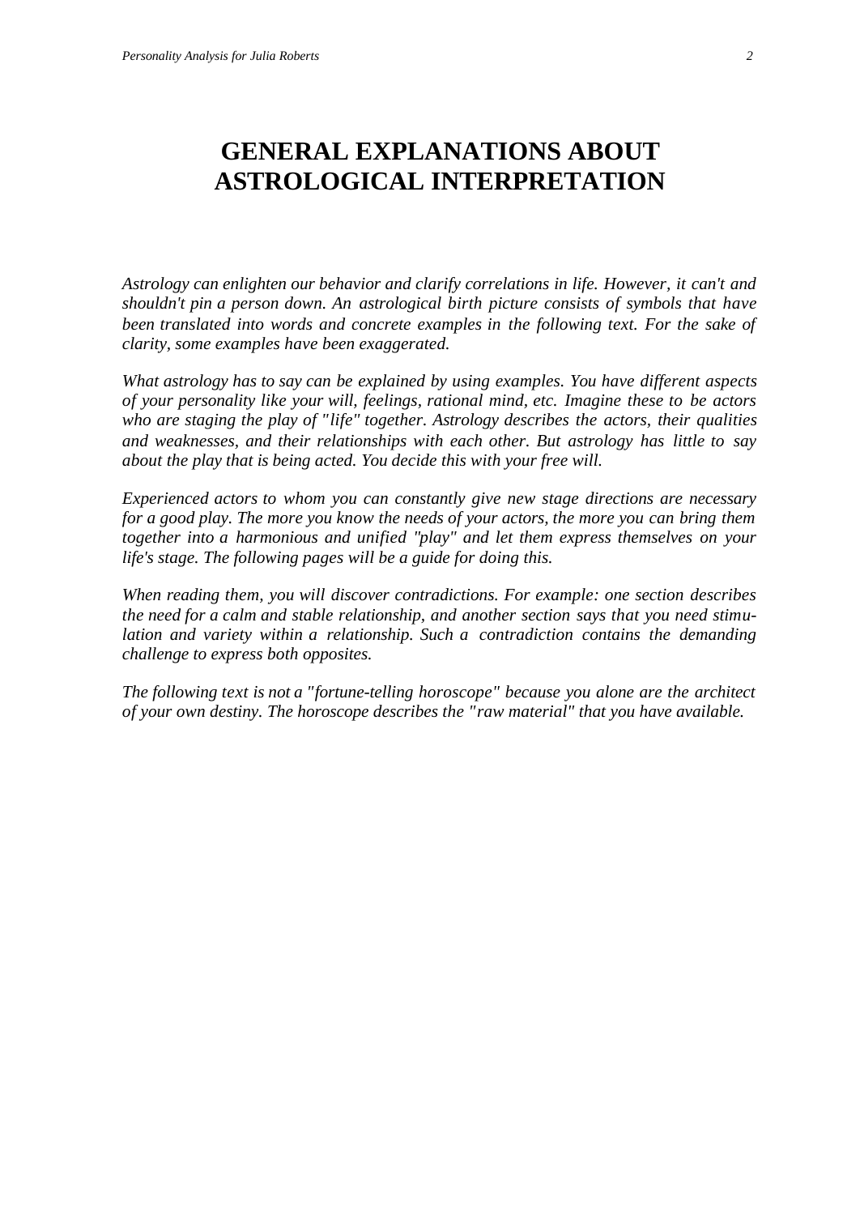# GENERAL EXPLANATIONS ABOUT ASTROLOGICAL INTERPRETATION

*Astrology can enlighten our behavior and clarify correlations in life. However, it can't and shouldn't pin a person down. An astrological birth picture consists of symbols that have been translated into words and concrete examples in the following text. For the sake of clarity, some examples have been exaggerated.*

*What astrology has to say can be explained by using examples. You have different aspects of your personality like your will, feelings, rational mind, etc. Imagine these to be actors who are staging the play of "life" together. Astrology describes the actors, their qualities and weaknesses, and their relationships with each other. But astrology has little to say about the play that is being acted. You decide this with your free will.*

*Experienced actors to whom you can constantly give new stage directions are necessary for a good play. The more you know the needs of your actors, the more you can bring them together into a harmonious and unified "play" and let them express themselves on your life's stage. The following pages will be a guide for doing this.*

*When reading them, you will discover contradictions. For example: one section describes the need for a calm and stable relationship, and another section says that you need stimulation and variety within a relationship. Such a contradiction contains the demanding challenge to express both opposites.*

*The following text is not a "fortune-telling horoscope" because you alone are the architect of your own destiny. The horoscope describes the "raw material" that you have available.*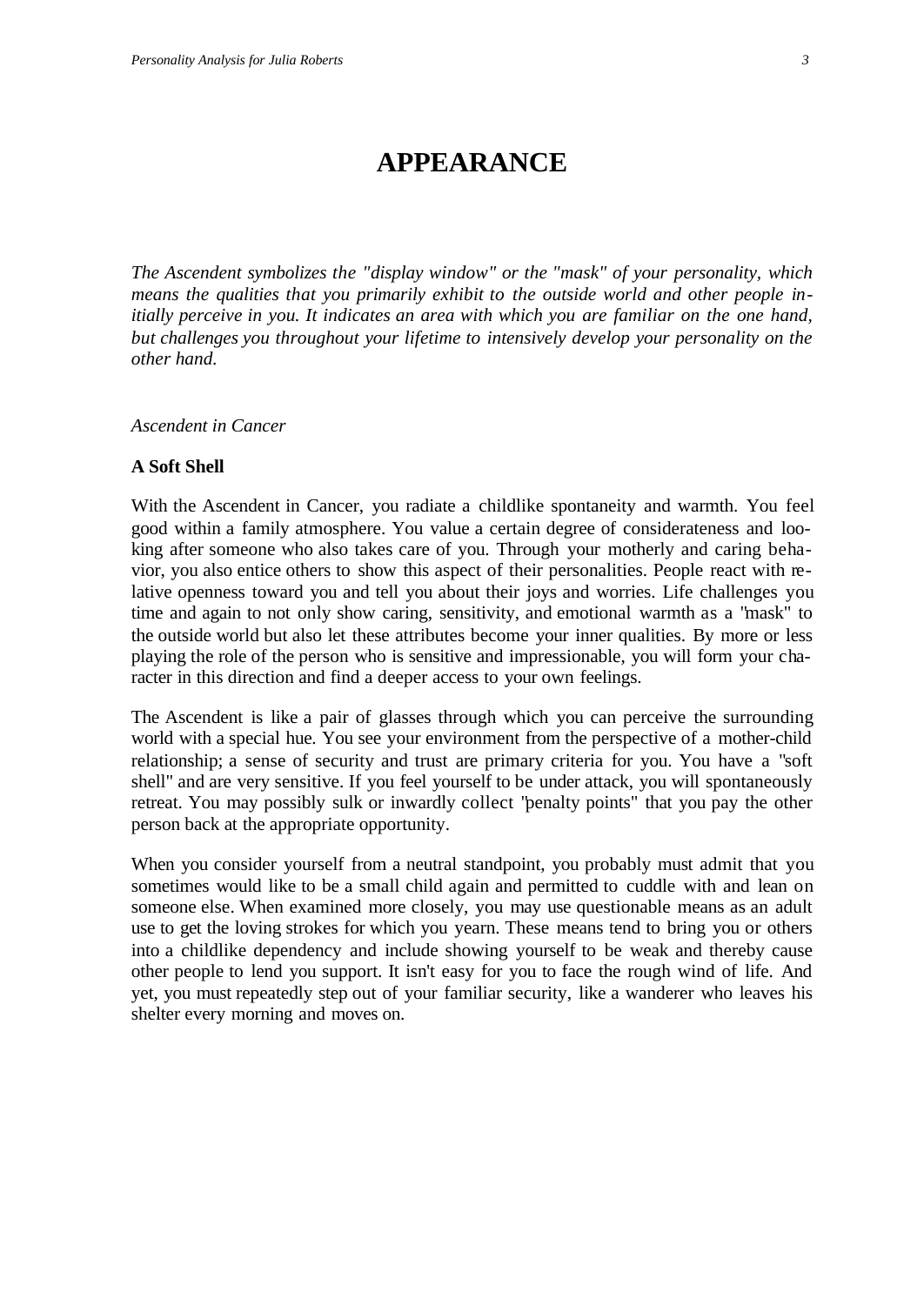# APPEARANCE

*The Ascendent symbolizes the "display window" or the "mask" of your personality, which means the qualities that you primarily exhibit to the outside world and other people initially perceive in you. It indicates an area with which you are familiar on the one hand, but challenges you throughout your lifetime to intensively develop your personality on the other hand.*

*Ascendent in Cancer*

**A Soft Shell**

With the Ascendent in Cancer, you radiate a childlike spontaneity and warmth. You feel good within a family atmosphere. You value a certain degree of considerateness and looking after someone who also takes care of you. Through your motherly and caring behavior, you also entice others to show this aspect of their personalities. People react with relative openness toward you and tell you about their joys and worries. Life challenges you time and again to not only show caring, sensitivity, and emotional warmth as a "mask" to the outside world but also let these attributes become your inner qualities. By more or less playing the role of the person who is sensitive and impressionable, you will form your character in this direction and find a deeper access to your own feelings.

The Ascendent is like a pair of glasses through which you can perceive the surrounding world with a special hue. You see your environment from the perspective of a mother-child relationship; a sense of security and trust are primary criteria for you. You have a "soft shell" and are very sensitive. If you feel yourself to be under attack, you will spontaneously retreat. You may possibly sulk or inwardly collect "penalty points" that you pay the other person back at the appropriate opportunity.

When you consider yourself from a neutral standpoint, you probably must admit that you sometimes would like to be a small child again and permitted to cuddle with and lean on someone else. When examined more closely, you may use questionable means as an adult use to get the loving strokes for which you yearn. These means tend to bring you or others into a childlike dependency and include showing yourself to be weak and thereby cause other people to lend you support. It isn't easy for you to face the rough wind of life. And yet, you must repeatedly step out of your familiar security, like a wanderer who leaves his shelter every morning and moves on.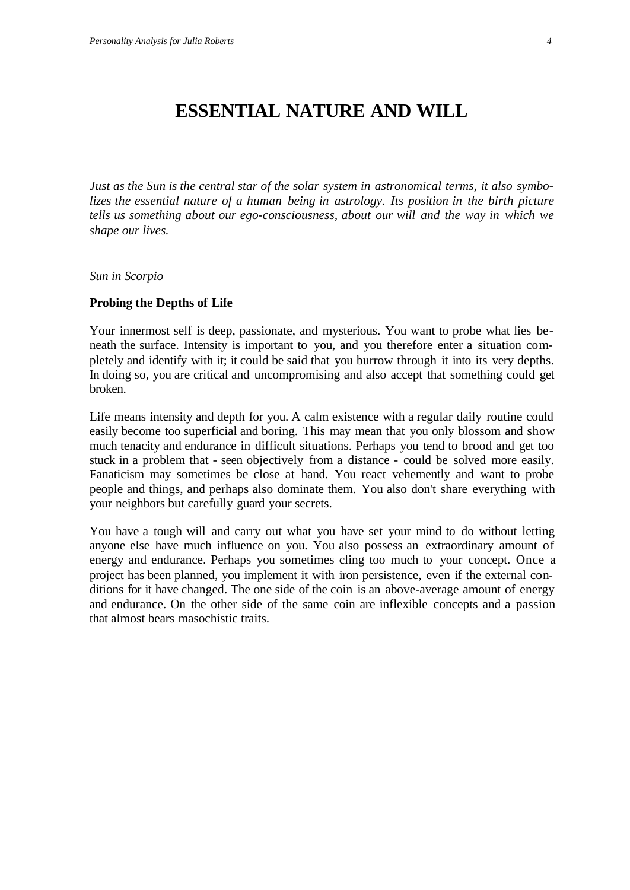# ESSENTIAL NATURE AND WILL

*Just as the Sun is the central star of the solar system in astronomical terms, it also symbolizes the essential nature of a human being in astrology. Its position in the birth picture tells us something about our ego-consciousness, about our will and the way in which we shape our lives.*

*Sun in Scorpio*

**Probing the Depths of Life**

Your innermost self is deep, passionate, and mysterious. You want to probe what lies beneath the surface. Intensity is important to you, and you therefore enter a situation completely and identify with it; it could be said that you burrow through it into its very depths. In doing so, you are critical and uncompromising and also accept that something could get broken.

Life means intensity and depth for you. A calm existence with a regular daily routine could easily become too superficial and boring. This may mean that you only blossom and show much tenacity and endurance in difficult situations. Perhaps you tend to brood and get too stuck in a problem that - seen objectively from a distance - could be solved more easily. Fanaticism may sometimes be close at hand. You react vehemently and want to probe people and things, and perhaps also dominate them. You also don't share everything with your neighbors but carefully guard your secrets.

You have a tough will and carry out what you have set your mind to do without letting anyone else have much influence on you. You also possess an extraordinary amount of energy and endurance. Perhaps you sometimes cling too much to your concept. Once a project has been planned, you implement it with iron persistence, even if the external conditions for it have changed. The one side of the coin is an above-average amount of energy and endurance. On the other side of the same coin are inflexible concepts and a passion that almost bears masochistic traits.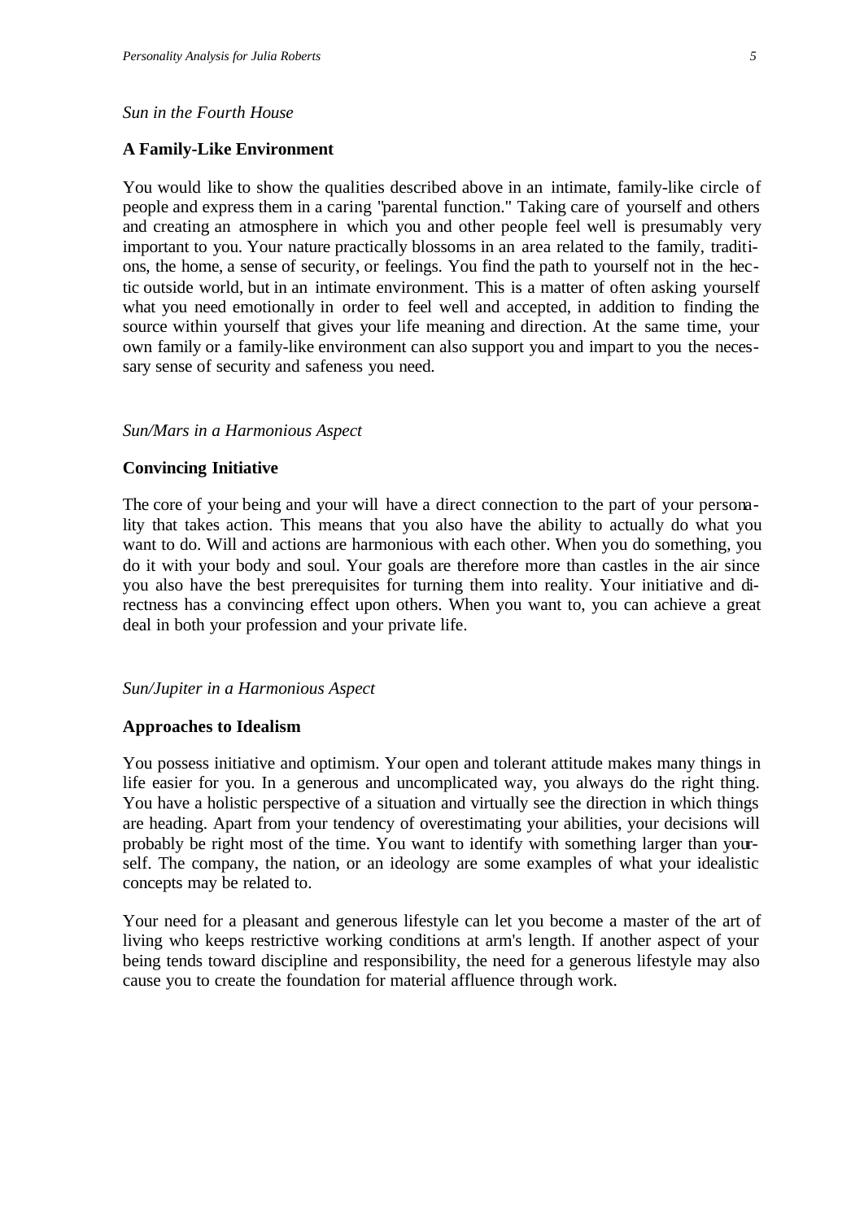*Sun in the Fourth House*

### A Family-Like Environment

You would like to show the qualities described above in an intimate, family-like circle of people and express them in a caring "parental function." Taking care of yourself and others and creating an atmosphere in which you and other people feel well is presumably very important to you. Your nature practically blossoms in an area related to the family, traditions, the home, a sense of security, or feelings. You find the path to yourself not in the hectic outside world, but in an intimate environment. This is a matter of often asking yourself what you need emotionally in order to feel well and accepted, in addition to finding the source within yourself that gives your life meaning and direction. At the same time, your own family or a family-like environment can also support you and impart to you the necessary sense of security and safeness you need.

*Sun/Mars in a Harmonious Aspect*

### Convincing Initiative

The core of your being and your will have a direct connection to the part of your personality that takes action. This means that you also have the ability to actually do what you want to do. Will and actions are harmonious with each other. When you do something, you do it with your body and soul. Your goals are therefore more than castles in the air since you also have the best prerequisites for turning them into reality. Your initiative and directness has a convincing effect upon others. When you want to, you can achieve a great deal in both your profession and your private life.

*Sun/Jupiter in a Harmonious Aspect*

### Approaches to Idealism

You possess initiative and optimism. Your open and tolerant attitude makes many things in life easier for you. In a generous and uncomplicated way, you always do the right thing. You have a holistic perspective of a situation and virtually see the direction in which things are heading. Apart from your tendency of overestimating your abilities, your decisions will probably be right most of the time. You want to identify with something larger than yourself. The company, the nation, or an ideology are some examples of what your idealistic concepts may be related to.

Your need for a pleasant and generous lifestyle can let you become a master of the art of living who keeps restrictive working conditions at arm's length. If another aspect of your being tends toward discipline and responsibility, the need for a generous lifestyle may also cause you to create the foundation for material affluence through work.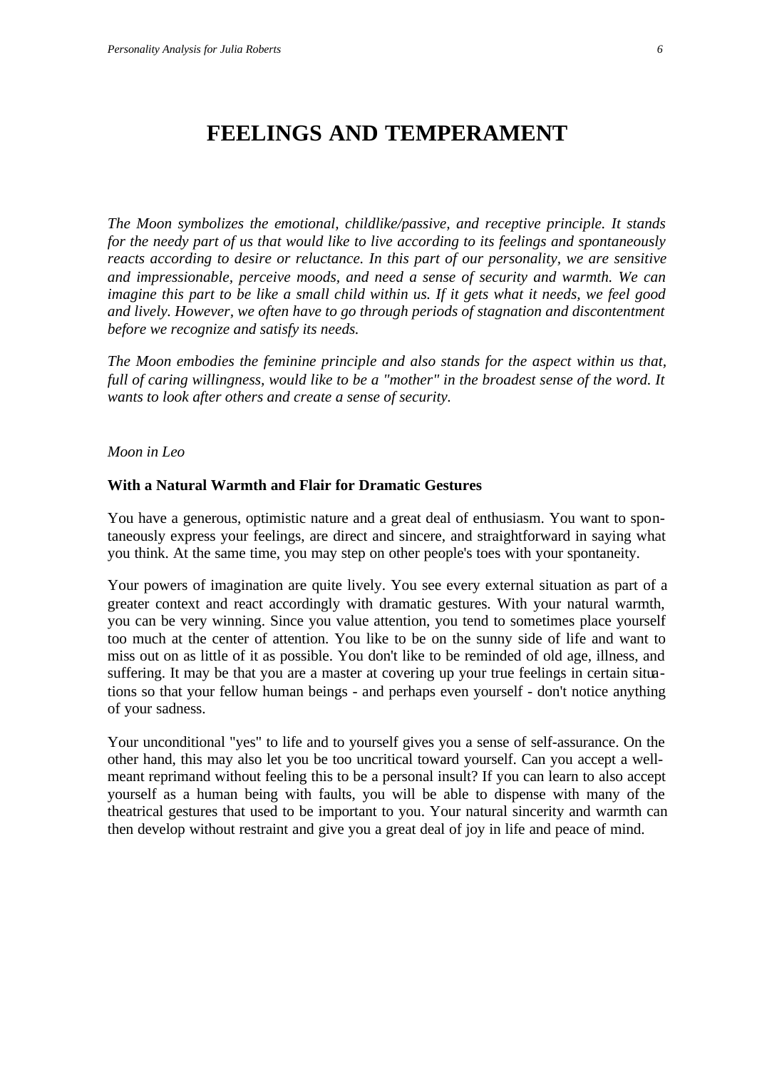# FEELINGS AND TEMPERAMENT

*The Moon symbolizes the emotional, childlike/passive, and receptive principle. It stands for the needy part of us that would like to live according to its feelings and spontaneously reacts according to desire or reluctance. In this part of our personality, we are sensitive and impressionable, perceive moods, and need a sense of security and warmth. We can imagine this part to be like a small child within us. If it gets what it needs, we feel good and lively. However, we often have to go through periods of stagnation and discontentment before we recognize and satisfy its needs.*

*The Moon embodies the feminine principle and also stands for the aspect within us that, full of caring willingness, would like to be a "mother" in the broadest sense of the word. It wants to look after others and create a sense of security.*

*Moon in Leo*

**With a Natural Warmth and Flair for Dramatic Gestures**

You have a generous, optimistic nature and a great deal of enthusiasm. You want to spontaneously express your feelings, are direct and sincere, and straightforward in saying what you think. At the same time, you may step on other people's toes with your spontaneity.

Your powers of imagination are quite lively. You see every external situation as part of a greater context and react accordingly with dramatic gestures. With your natural warmth, you can be very winning. Since you value attention, you tend to sometimes place yourself too much at the center of attention. You like to be on the sunny side of life and want to miss out on as little of it as possible. You don't like to be reminded of old age, illness, and suffering. It may be that you are a master at covering up your true feelings in certain situations so that your fellow human beings - and perhaps even yourself - don't notice anything of your sadness.

Your unconditional "yes" to life and to yourself gives you a sense of self-assurance. On the other hand, this may also let you be too uncritical toward yourself. Can you accept a well-meant reprimand without feeling this to be a personal insult? If you can learn to also accept yourself as a human being with faults, you will be able to dispense with many of the theatrical gestures that used to be important to you. Your natural sincerity and warmth can then develop without restraint and give you a great deal of joy in life and peace of mind.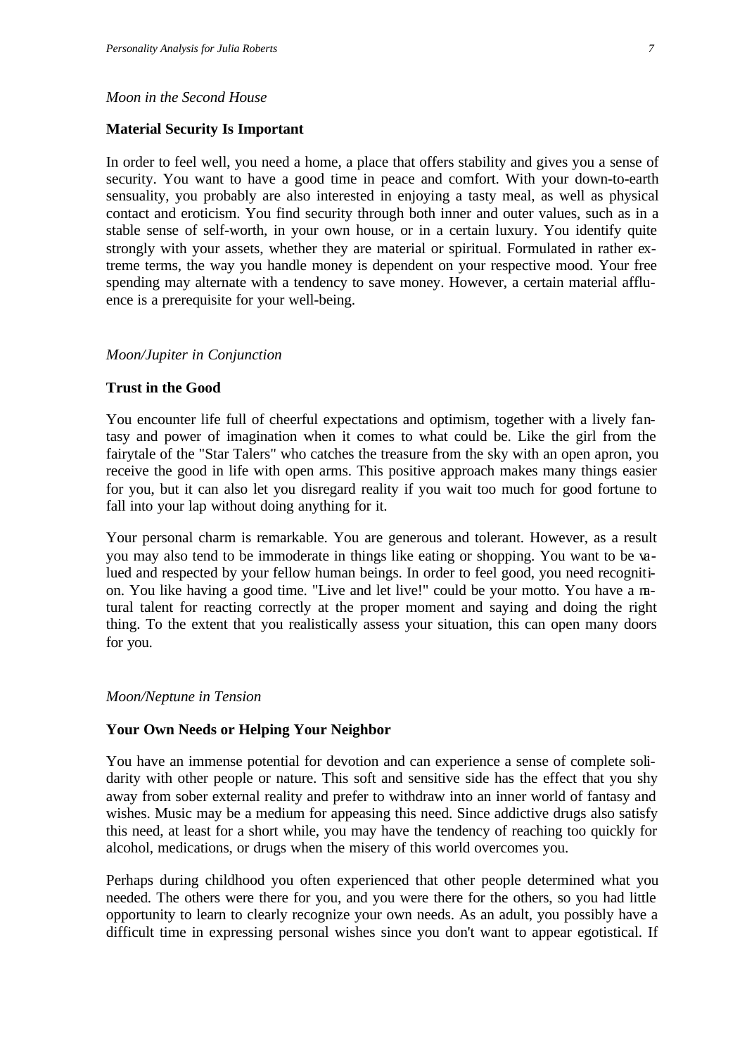*Moon in the Second House*

**Material Security Is Important**

In order to feel well, you need a home, a place that offers stability and gives you a sense of security. You want to have a good time in peace and comfort. With your down-to-earth sensuality, you probably are also interested in enjoying a tasty meal, as well as physical contact and eroticism. You find security through both inner and outer values, such as in a stable sense of self-worth, in your own house, or in a certain luxury. You identify quite strongly with your assets, whether they are material or spiritual. Formulated in rather extreme terms, the way you handle money is dependent on your respective mood. Your free spending may alternate with a tendency to save money. However, a certain material affluence is a prerequisite for your well-being.

*Moon/Jupiter in Conjunction*

**Trust in the Good**

You encounter life full of cheerful expectations and optimism, together with a lively fantasy and power of imagination when it comes to what could be. Like the girl from the fairytale of the "Star Talers" who catches the treasure from the sky with an open apron, you receive the good in life with open arms. This positive approach makes many things easier for you, but it can also let you disregard reality if you wait too much for good fortune to fall into your lap without doing anything for it.

Your personal charm is remarkable. You are generous and tolerant. However, as a result you may also tend to be immoderate in things like eating or shopping. You want to be valued and respected by your fellow human beings. In order to feel good, you need recognition. You like having a good time. "Live and let live!" could be your motto. You have a natural talent for reacting correctly at the proper moment and saying and doing the right thing. To the extent that you realistically assess your situation, this can open many doors for you.

*Moon/Neptune in Tension*

**Your Own Needs or Helping Your Neighbor**

You have an immense potential for devotion and can experience a sense of complete solidarity with other people or nature. This soft and sensitive side has the effect that you shy away from sober external reality and prefer to withdraw into an inner world of fantasy and wishes. Music may be a medium for appeasing this need. Since addictive drugs also satisfy this need, at least for a short while, you may have the tendency of reaching too quickly for alcohol, medications, or drugs when the misery of this world overcomes you.

Perhaps during childhood you often experienced that other people determined what you needed. The others were there for you, and you were there for the others, so you had little opportunity to learn to clearly recognize your own needs. As an adult, you possibly have a difficult time in expressing personal wishes since you don't want to appear egotistical. If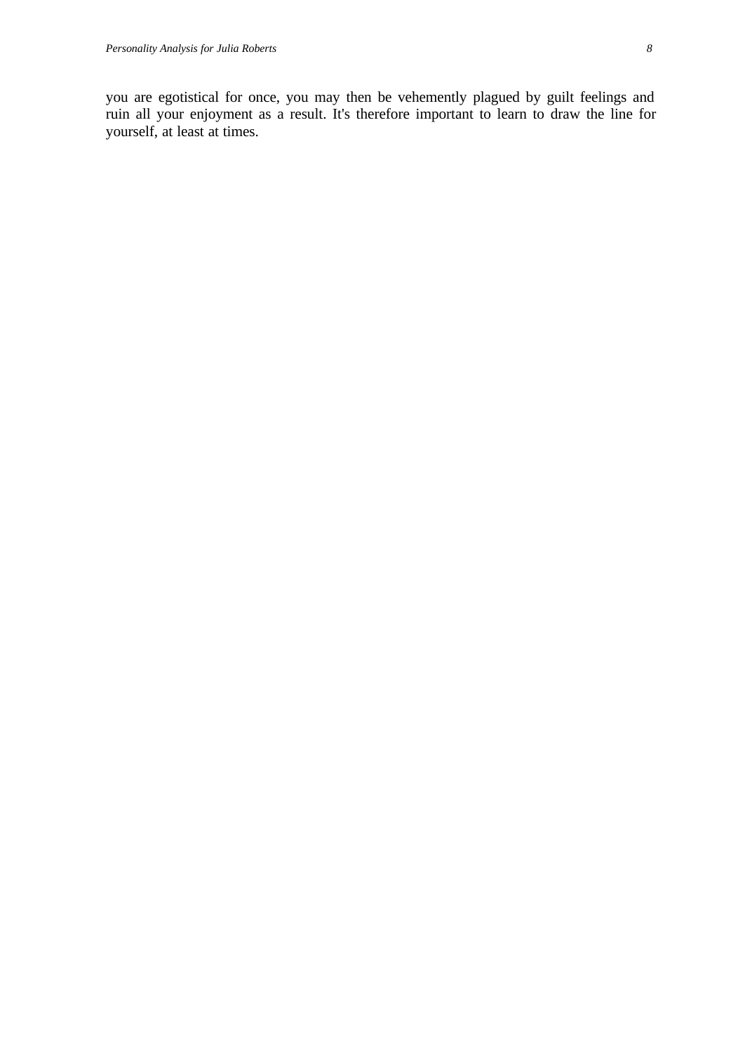you are egotistical for once, you may then be vehemently plagued by guilt feelings and ruin all your enjoyment as a result. It's therefore important to learn to draw the line for yourself, at least at times.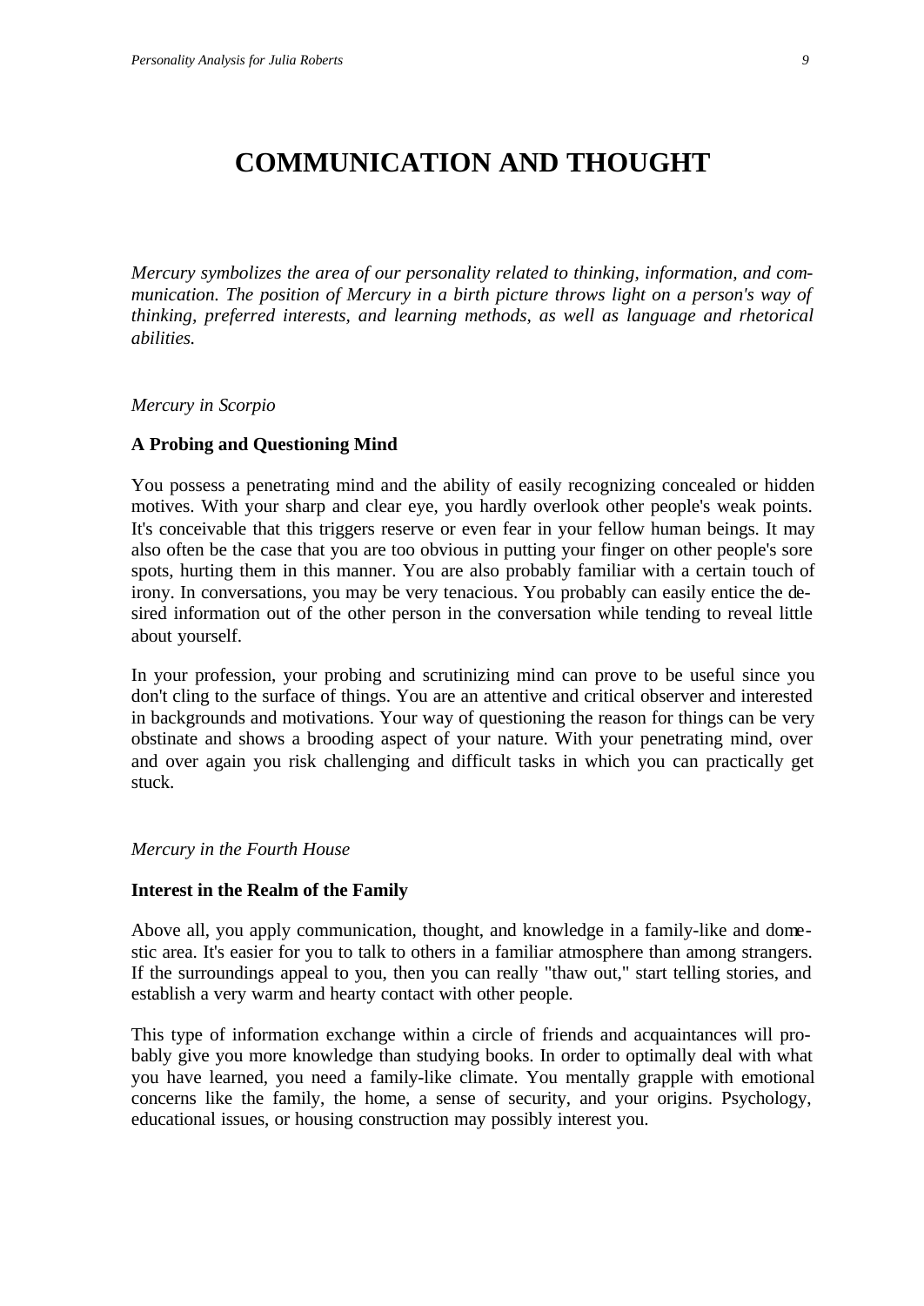# COMMUNICATION AND THOUGHT

*Mercury symbolizes the area of our personality related to thinking, information, and communication. The position of Mercury in a birth picture throws light on a person's way of thinking, preferred interests, and learning methods, as well as language and rhetorical abilities.*

*Mercury in Scorpio*

**A Probing and Questioning Mind**

You possess a penetrating mind and the ability of easily recognizing concealed or hidden motives. With your sharp and clear eye, you hardly overlook other people's weak points. It's conceivable that this triggers reserve or even fear in your fellow human beings. It may also often be the case that you are too obvious in putting your finger on other people's sore spots, hurting them in this manner. You are also probably familiar with a certain touch of irony. In conversations, you may be very tenacious. You probably can easily entice the desired information out of the other person in the conversation while tending to reveal little about yourself.

In your profession, your probing and scrutinizing mind can prove to be useful since you don't cling to the surface of things. You are an attentive and critical observer and interested in backgrounds and motivations. Your way of questioning the reason for things can be very obstinate and shows a brooding aspect of your nature. With your penetrating mind, over and over again you risk challenging and difficult tasks in which you can practically get stuck.

*Mercury in the Fourth House*

**Interest in the Realm of the Family**

Above all, you apply communication, thought, and knowledge in a family-like and domestic area. It's easier for you to talk to others in a familiar atmosphere than among strangers. If the surroundings appeal to you, then you can really "thaw out," start telling stories, and establish a very warm and hearty contact with other people.

This type of information exchange within a circle of friends and acquaintances will probably give you more knowledge than studying books. In order to optimally deal with what you have learned, you need a family-like climate. You mentally grapple with emotional concerns like the family, the home, a sense of security, and your origins. Psychology, educational issues, or housing construction may possibly interest you.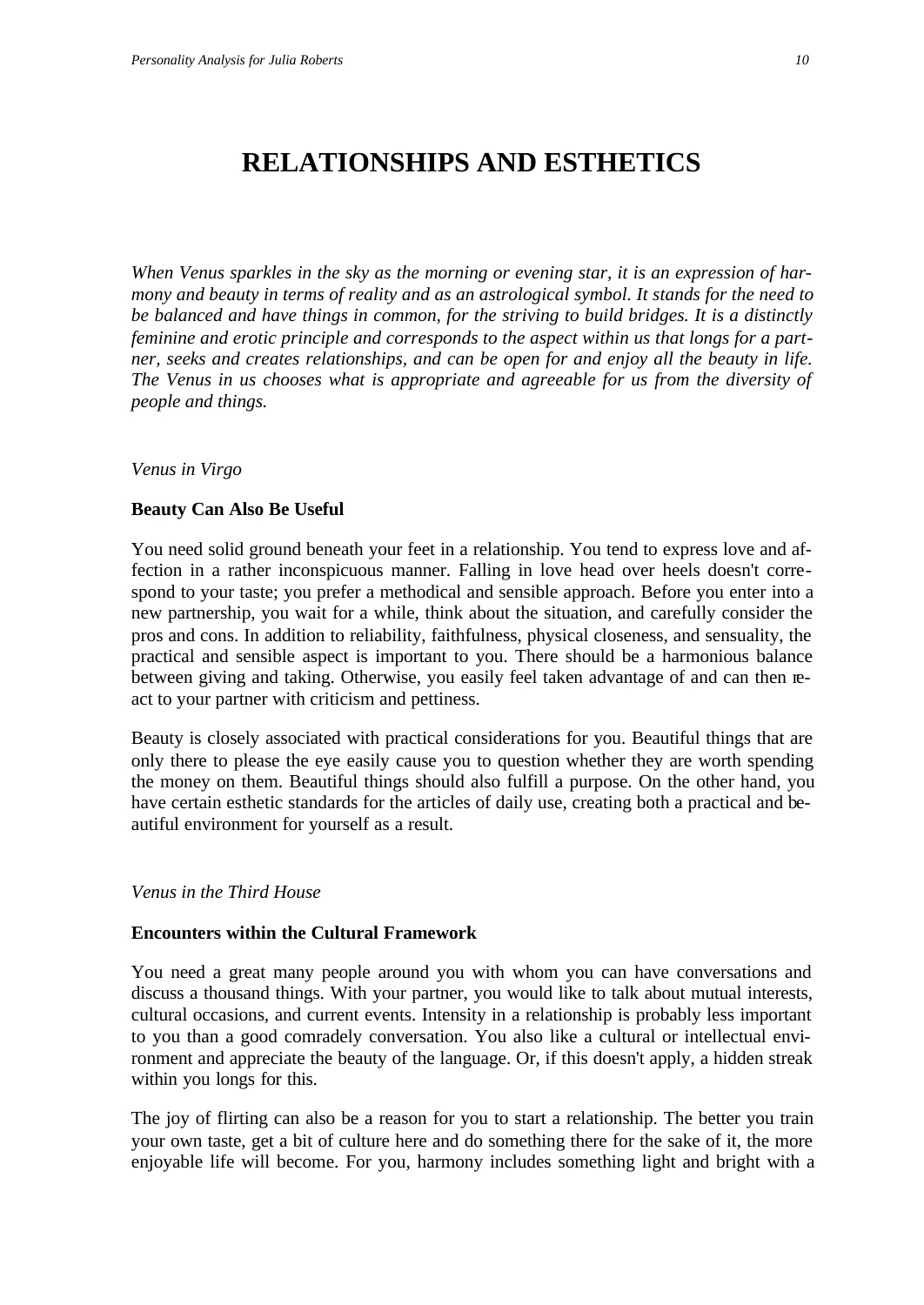# RELATIONSHIPS AND ESTHETICS

*When Venus sparkles in the sky as the morning or evening star, it is an expression of harmony and beauty in terms of reality and as an astrological symbol. It stands for the need to be balanced and have things in common, for the striving to build bridges. It is a distinctly feminine and erotic principle and corresponds to the aspect within us that longs for a partner, seeks and creates relationships, and can be open for and enjoy all the beauty in life. The Venus in us chooses what is appropriate and agreeable for us from the diversity of people and things.*

*Venus in Virgo*

**Beauty Can Also Be Useful**

You need solid ground beneath your feet in a relationship. You tend to express love and affection in a rather inconspicuous manner. Falling in love head over heels doesn't correspond to your taste; you prefer a methodical and sensible approach. Before you enter into a new partnership, you wait for a while, think about the situation, and carefully consider the pros and cons. In addition to reliability, faithfulness, physical closeness, and sensuality, the practical and sensible aspect is important to you. There should be a harmonious balance between giving and taking. Otherwise, you easily feel taken advantage of and can then react to your partner with criticism and pettiness.

Beauty is closely associated with practical considerations for you. Beautiful things that are only there to please the eye easily cause you to question whether they are worth spending the money on them. Beautiful things should also fulfill a purpose. On the other hand, you have certain esthetic standards for the articles of daily use, creating both a practical and beautiful environment for yourself as a result.

*Venus in the Third House*

**Encounters within the Cultural Framework**

You need a great many people around you with whom you can have conversations and discuss a thousand things. With your partner, you would like to talk about mutual interests, cultural occasions, and current events. Intensity in a relationship is probably less important to you than a good comradely conversation. You also like a cultural or intellectual environment and appreciate the beauty of the language. Or, if this doesn't apply, a hidden streak within you longs for this.

The joy of flirting can also be a reason for you to start a relationship. The better you train your own taste, get a bit of culture here and do something there for the sake of it, the more enjoyable life will become. For you, harmony includes something light and bright with a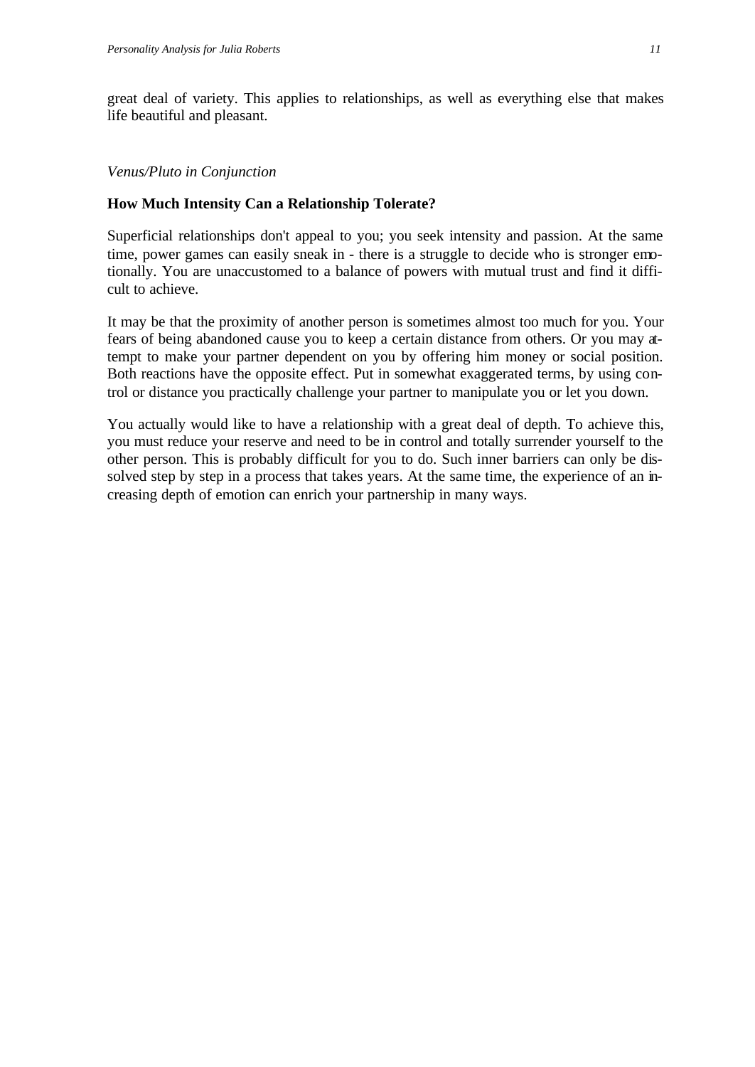great deal of variety. This applies to relationships, as well as everything else that makes life beautiful and pleasant.

*Venus/Pluto in Conjunction*

**How Much Intensity Can a Relationship Tolerate?**

Superficial relationships don't appeal to you; you seek intensity and passion. At the same time, power games can easily sneak in - there is a struggle to decide who is stronger emotionally. You are unaccustomed to a balance of powers with mutual trust and find it difficult to achieve.

It may be that the proximity of another person is sometimes almost too much for you. Your fears of being abandoned cause you to keep a certain distance from others. Or you may attempt to make your partner dependent on you by offering him money or social position. Both reactions have the opposite effect. Put in somewhat exaggerated terms, by using control or distance you practically challenge your partner to manipulate you or let you down.

You actually would like to have a relationship with a great deal of depth. To achieve this, you must reduce your reserve and need to be in control and totally surrender yourself to the other person. This is probably difficult for you to do. Such inner barriers can only be dissolved step by step in a process that takes years. At the same time, the experience of an increasing depth of emotion can enrich your partnership in many ways.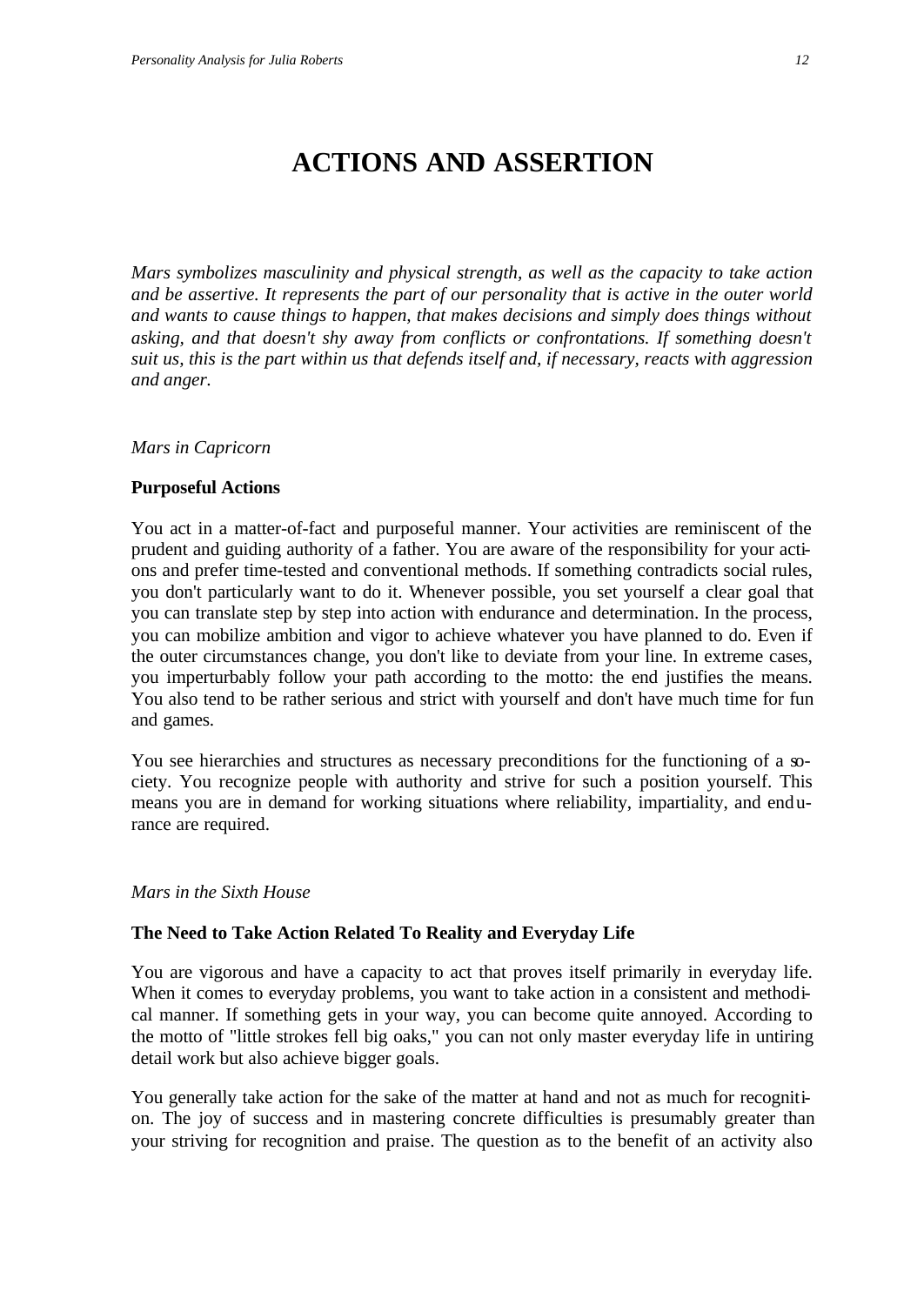# ACTIONS AND ASSERTION

*Mars symbolizes masculinity and physical strength, as well as the capacity to take action and be assertive. It represents the part of our personality that is active in the outer world and wants to cause things to happen, that makes decisions and simply does things without asking, and that doesn't shy away from conflicts or confrontations. If something doesn't suit us, this is the part within us that defends itself and, if necessary, reacts with aggression and anger.*

*Mars in Capricorn*

**Purposeful Actions**

You act in a matter-of-fact and purposeful manner. Your activities are reminiscent of the prudent and guiding authority of a father. You are aware of the responsibility for your actions and prefer time-tested and conventional methods. If something contradicts social rules, you don't particularly want to do it. Whenever possible, you set yourself a clear goal that you can translate step by step into action with endurance and determination. In the process, you can mobilize ambition and vigor to achieve whatever you have planned to do. Even if the outer circumstances change, you don't like to deviate from your line. In extreme cases, you imperturbably follow your path according to the motto: the end justifies the means. You also tend to be rather serious and strict with yourself and don't have much time for fun and games.

You see hierarchies and structures as necessary preconditions for the functioning of a society. You recognize people with authority and strive for such a position yourself. This means you are in demand for working situations where reliability, impartiality, and endurance are required.

*Mars in the Sixth House*

**The Need to Take Action Related To Reality and Everyday Life**

You are vigorous and have a capacity to act that proves itself primarily in everyday life. When it comes to everyday problems, you want to take action in a consistent and methodical manner. If something gets in your way, you can become quite annoyed. According to the motto of "little strokes fell big oaks," you can not only master everyday life in untiring detail work but also achieve bigger goals.

You generally take action for the sake of the matter at hand and not as much for recognition. The joy of success and in mastering concrete difficulties is presumably greater than your striving for recognition and praise. The question as to the benefit of an activity also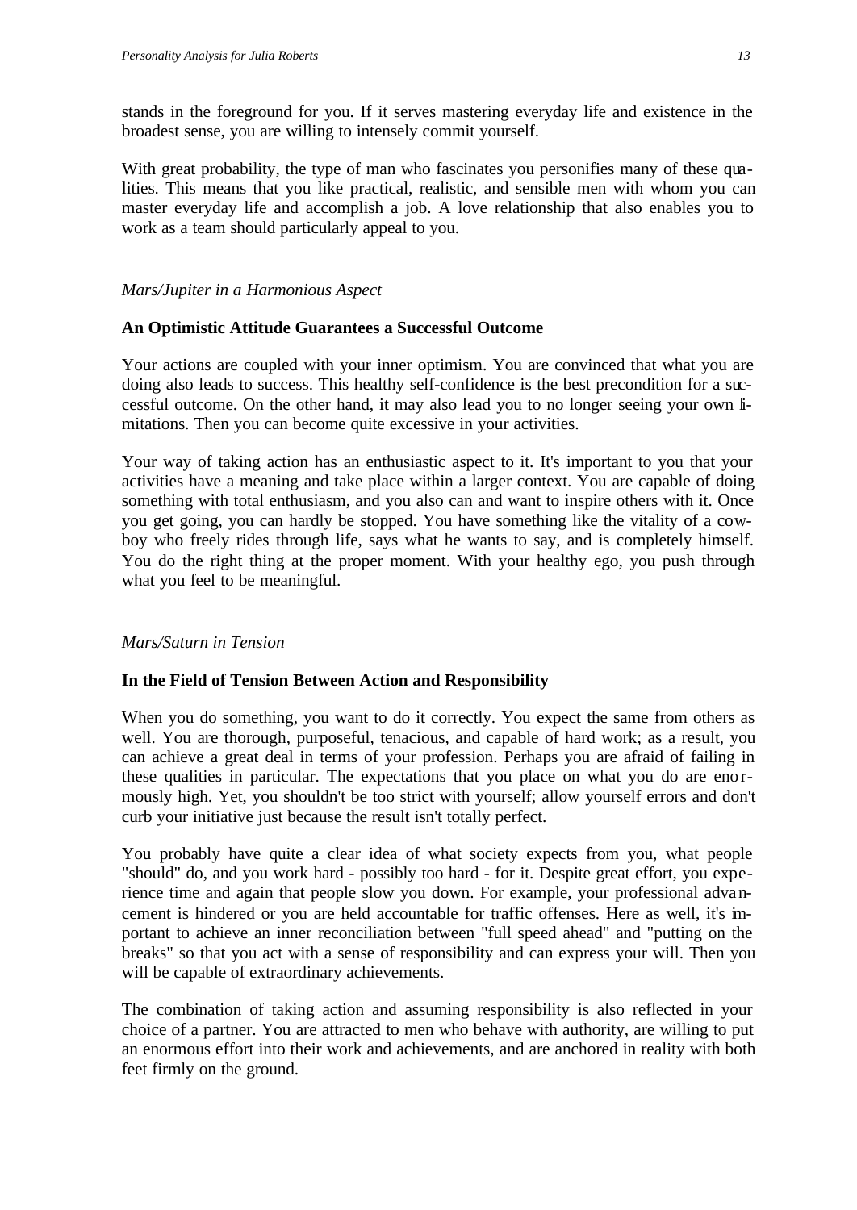stands in the foreground for you. If it serves mastering everyday life and existence in the broadest sense, you are willing to intensely commit yourself.

With great probability, the type of man who fascinates you personifies many of these qualities. This means that you like practical, realistic, and sensible men with whom you can master everyday life and accomplish a job. A love relationship that also enables you to work as a team should particularly appeal to you.

*Mars/Jupiter in a Harmonious Aspect*

**An Optimistic Attitude Guarantees a Successful Outcome**

Your actions are coupled with your inner optimism. You are convinced that what you are doing also leads to success. This healthy self-confidence is the best precondition for a successful outcome. On the other hand, it may also lead you to no longer seeing your own limitations. Then you can become quite excessive in your activities.

Your way of taking action has an enthusiastic aspect to it. It's important to you that your activities have a meaning and take place within a larger context. You are capable of doing something with total enthusiasm, and you also can and want to inspire others with it. Once you get going, you can hardly be stopped. You have something like the vitality of a cowboy who freely rides through life, says what he wants to say, and is completely himself. You do the right thing at the proper moment. With your healthy ego, you push through what you feel to be meaningful.

*Mars/Saturn in Tension*

**In the Field of Tension Between Action and Responsibility**

When you do something, you want to do it correctly. You expect the same from others as well. You are thorough, purposeful, tenacious, and capable of hard work; as a result, you can achieve a great deal in terms of your profession. Perhaps you are afraid of failing in these qualities in particular. The expectations that you place on what you do are enormously high. Yet, you shouldn't be too strict with yourself; allow yourself errors and don't curb your initiative just because the result isn't totally perfect.

You probably have quite a clear idea of what society expects from you, what people "should" do, and you work hard - possibly too hard - for it. Despite great effort, you experience time and again that people slow you down. For example, your professional advancement is hindered or you are held accountable for traffic offenses. Here as well, it's important to achieve an inner reconciliation between "full speed ahead" and "putting on the breaks" so that you act with a sense of responsibility and can express your will. Then you will be capable of extraordinary achievements.

The combination of taking action and assuming responsibility is also reflected in your choice of a partner. You are attracted to men who behave with authority, are willing to put an enormous effort into their work and achievements, and are anchored in reality with both feet firmly on the ground.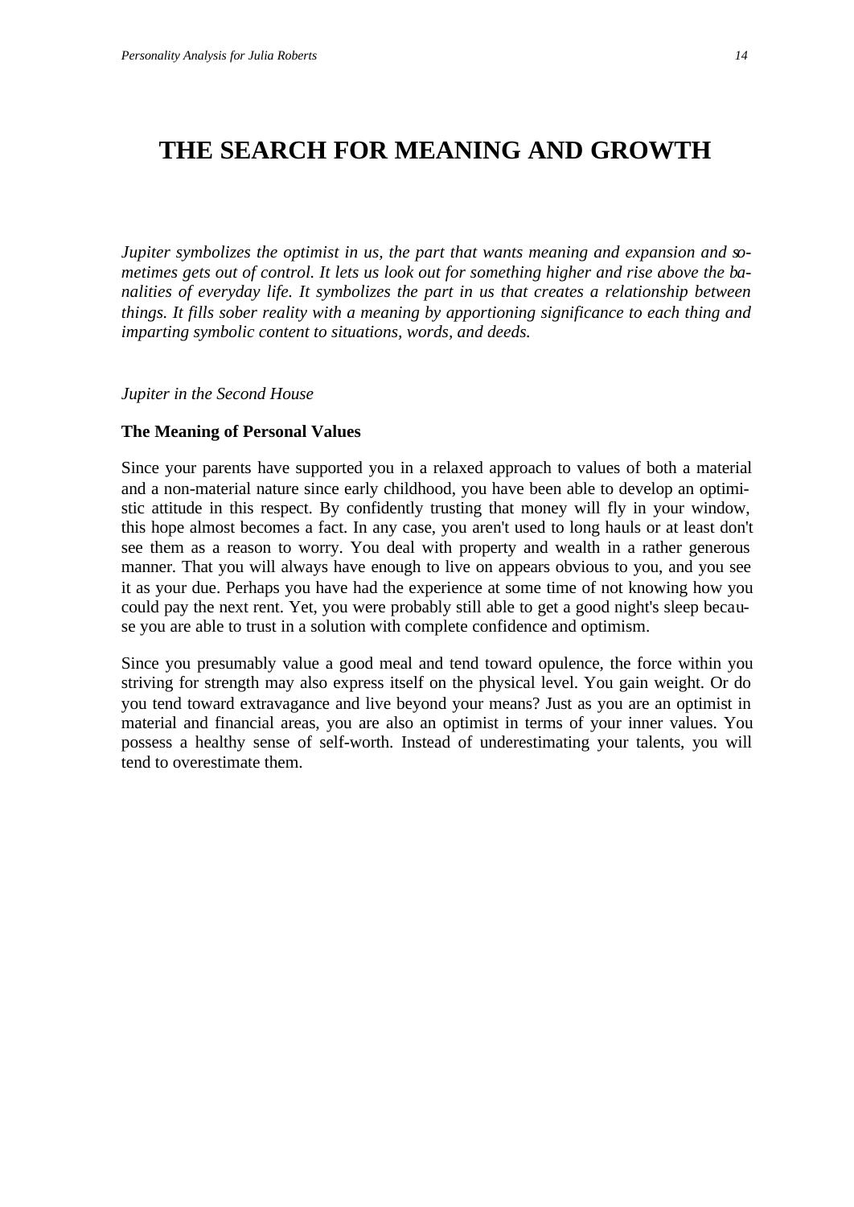# THE SEARCH FOR MEANING AND GROWTH

*Jupiter symbolizes the optimist in us, the part that wants meaning and expansion and sometimes gets out of control. It lets us look out for something higher and rise above the banalities of everyday life. It symbolizes the part in us that creates a relationship between things. It fills sober reality with a meaning by apportioning significance to each thing and imparting symbolic content to situations, words, and deeds.*

*Jupiter in the Second House*

**The Meaning of Personal Values**

Since your parents have supported you in a relaxed approach to values of both a material and a non-material nature since early childhood, you have been able to develop an optimistic attitude in this respect. By confidently trusting that money will fly in your window, this hope almost becomes a fact. In any case, you aren't used to long hauls or at least don't see them as a reason to worry. You deal with property and wealth in a rather generous manner. That you will always have enough to live on appears obvious to you, and you see it as your due. Perhaps you have had the experience at some time of not knowing how you could pay the next rent. Yet, you were probably still able to get a good night's sleep because you are able to trust in a solution with complete confidence and optimism.

Since you presumably value a good meal and tend toward opulence, the force within you striving for strength may also express itself on the physical level. You gain weight. Or do you tend toward extravagance and live beyond your means? Just as you are an optimist in material and financial areas, you are also an optimist in terms of your inner values. You possess a healthy sense of self-worth. Instead of underestimating your talents, you will tend to overestimate them.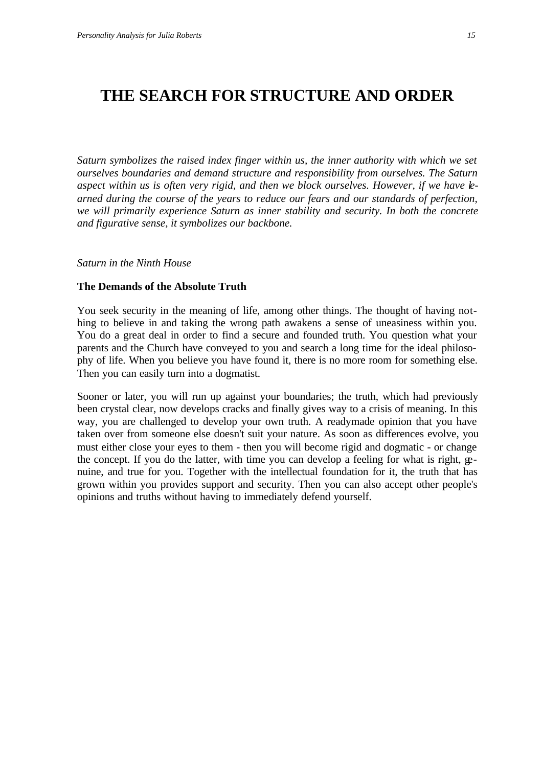# THE SEARCH FOR STRUCTURE AND ORDER

*Saturn symbolizes the raised index finger within us, the inner authority with which we set ourselves boundaries and demand structure and responsibility from ourselves. The Saturn aspect within us is often very rigid, and then we block ourselves. However, if we have learned during the course of the years to reduce our fears and our standards of perfection, we will primarily experience Saturn as inner stability and security. In both the concrete and figurative sense, it symbolizes our backbone.*

*Saturn in the Ninth House*

**The Demands of the Absolute Truth**

You seek security in the meaning of life, among other things. The thought of having nothing to believe in and taking the wrong path awakens a sense of uneasiness within you. You do a great deal in order to find a secure and founded truth. You question what your parents and the Church have conveyed to you and search a long time for the ideal philosophy of life. When you believe you have found it, there is no more room for something else. Then you can easily turn into a dogmatist.

Sooner or later, you will run up against your boundaries; the truth, which had previously been crystal clear, now develops cracks and finally gives way to a crisis of meaning. In this way, you are challenged to develop your own truth. A readymade opinion that you have taken over from someone else doesn't suit your nature. As soon as differences evolve, you must either close your eyes to them - then you will become rigid and dogmatic - or change the concept. If you do the latter, with time you can develop a feeling for what is right, genuine, and true for you. Together with the intellectual foundation for it, the truth that has grown within you provides support and security. Then you can also accept other people's opinions and truths without having to immediately defend yourself.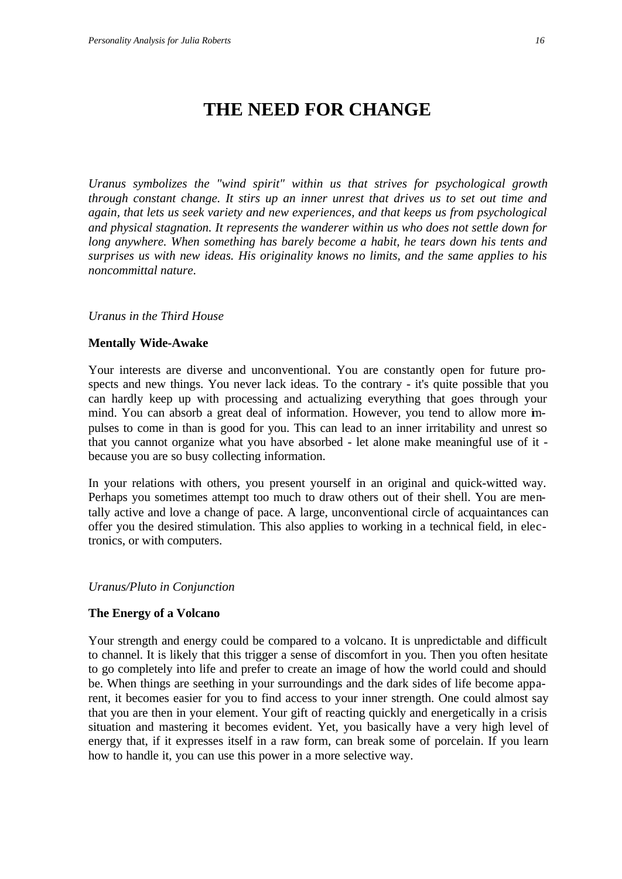# THE NEED FOR CHANGE

*Uranus symbolizes the "wind spirit" within us that strives for psychological growth through constant change. It stirs up an inner unrest that drives us to set out time and again, that lets us seek variety and new experiences, and that keeps us from psychological and physical stagnation. It represents the wanderer within us who does not settle down for long anywhere. When something has barely become a habit, he tears down his tents and surprises us with new ideas. His originality knows no limits, and the same applies to his noncommittal nature.*

*Uranus in the Third House*

**Mentally Wide-Awake**

Your interests are diverse and unconventional. You are constantly open for future prospects and new things. You never lack ideas. To the contrary - it's quite possible that you can hardly keep up with processing and actualizing everything that goes through your mind. You can absorb a great deal of information. However, you tend to allow more impulses to come in than is good for you. This can lead to an inner irritability and unrest so that you cannot organize what you have absorbed - let alone make meaningful use of it - because you are so busy collecting information.

In your relations with others, you present yourself in an original and quick-witted way. Perhaps you sometimes attempt too much to draw others out of their shell. You are mentally active and love a change of pace. A large, unconventional circle of acquaintances can offer you the desired stimulation. This also applies to working in a technical field, in electronics, or with computers.

*Uranus/Pluto in Conjunction*

**The Energy of a Volcano**

Your strength and energy could be compared to a volcano. It is unpredictable and difficult to channel. It is likely that this trigger a sense of discomfort in you. Then you often hesitate to go completely into life and prefer to create an image of how the world could and should be. When things are seething in your surroundings and the dark sides of life become apparent, it becomes easier for you to find access to your inner strength. One could almost say that you are then in your element. Your gift of reacting quickly and energetically in a crisis situation and mastering it becomes evident. Yet, you basically have a very high level of energy that, if it expresses itself in a raw form, can break some of porcelain. If you learn how to handle it, you can use this power in a more selective way.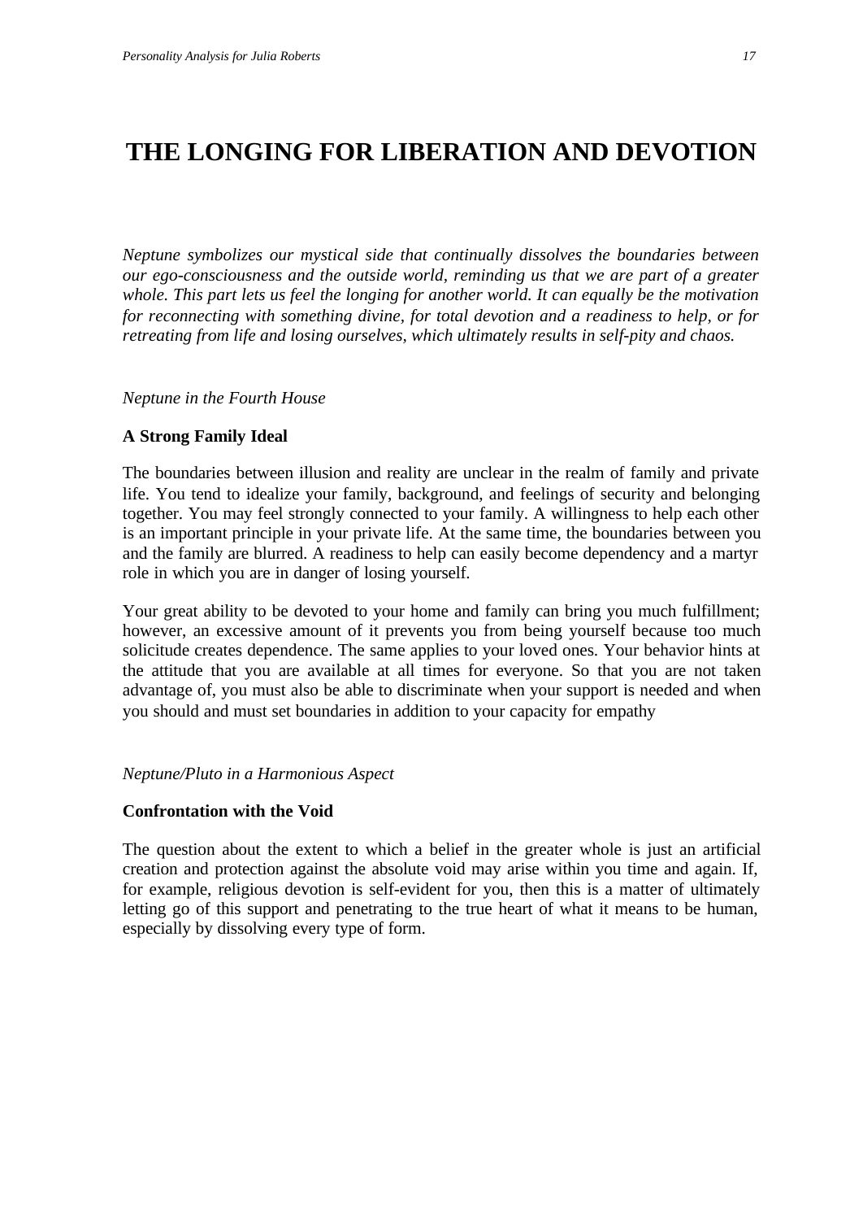# THE LONGING FOR LIBERATION AND DEVOTION

*Neptune symbolizes our mystical side that continually dissolves the boundaries between our ego-consciousness and the outside world, reminding us that we are part of a greater whole. This part lets us feel the longing for another world. It can equally be the motivation for reconnecting with something divine, for total devotion and a readiness to help, or for retreating from life and losing ourselves, which ultimately results in self-pity and chaos.*

*Neptune in the Fourth House*

**A Strong Family Ideal**

The boundaries between illusion and reality are unclear in the realm of family and private life. You tend to idealize your family, background, and feelings of security and belonging together. You may feel strongly connected to your family. A willingness to help each other is an important principle in your private life. At the same time, the boundaries between you and the family are blurred. A readiness to help can easily become dependency and a martyr role in which you are in danger of losing yourself.

Your great ability to be devoted to your home and family can bring you much fulfillment; however, an excessive amount of it prevents you from being yourself because too much solicitude creates dependence. The same applies to your loved ones. Your behavior hints at the attitude that you are available at all times for everyone. So that you are not taken advantage of, you must also be able to discriminate when your support is needed and when you should and must set boundaries in addition to your capacity for empathy

*Neptune/Pluto in a Harmonious Aspect*

**Confrontation with the Void**

The question about the extent to which a belief in the greater whole is just an artificial creation and protection against the absolute void may arise within you time and again. If, for example, religious devotion is self-evident for you, then this is a matter of ultimately letting go of this support and penetrating to the true heart of what it means to be human, especially by dissolving every type of form.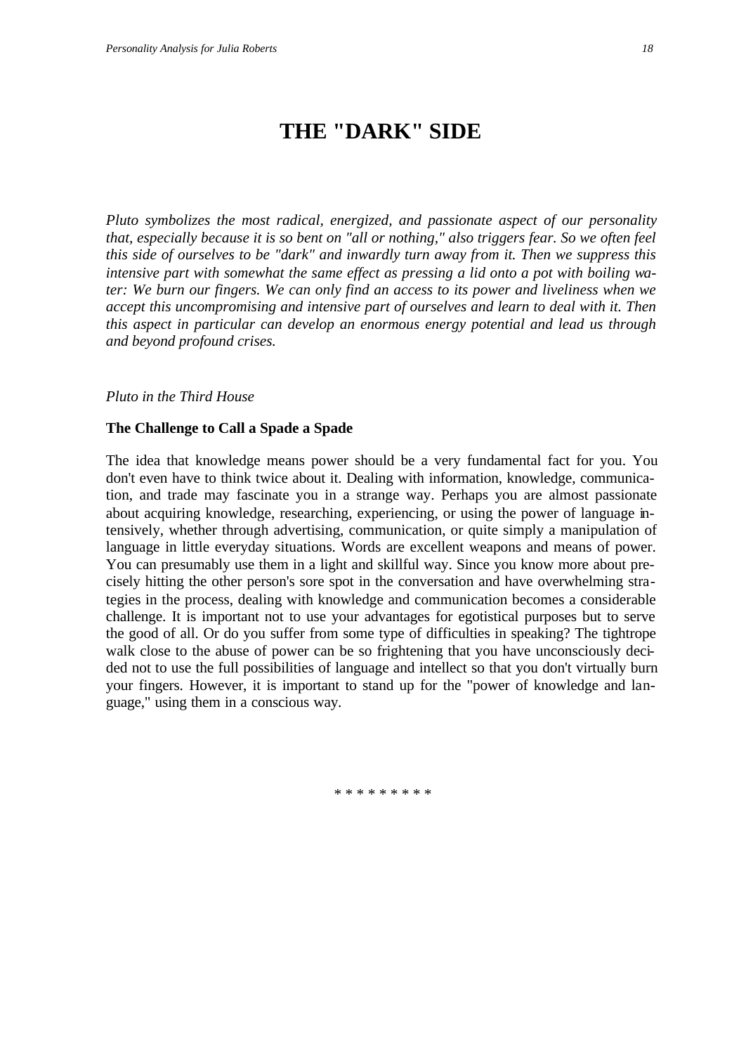# THE "DARK" SIDE

*Pluto symbolizes the most radical, energized, and passionate aspect of our personality that, especially because it is so bent on "all or nothing," also triggers fear. So we often feel this side of ourselves to be "dark" and inwardly turn away from it. Then we suppress this intensive part with somewhat the same effect as pressing a lid onto a pot with boiling water: We burn our fingers. We can only find an access to its power and liveliness when we accept this uncompromising and intensive part of ourselves and learn to deal with it. Then this aspect in particular can develop an enormous energy potential and lead us through and beyond profound crises.*

*Pluto in the Third House*

**The Challenge to Call a Spade a Spade**

The idea that knowledge means power should be a very fundamental fact for you. You don't even have to think twice about it. Dealing with information, knowledge, communication, and trade may fascinate you in a strange way. Perhaps you are almost passionate about acquiring knowledge, researching, experiencing, or using the power of language intensively, whether through advertising, communication, or quite simply a manipulation of language in little everyday situations. Words are excellent weapons and means of power. You can presumably use them in a light and skillful way. Since you know more about precisely hitting the other person's sore spot in the conversation and have overwhelming strategies in the process, dealing with knowledge and communication becomes a considerable challenge. It is important not to use your advantages for egotistical purposes but to serve the good of all. Or do you suffer from some type of difficulties in speaking? The tightrope walk close to the abuse of power can be so frightening that you have unconsciously decided not to use the full possibilities of language and intellect so that you don't virtually burn your fingers. However, it is important to stand up for the "power of knowledge and language," using them in a conscious way.

* * * * * * * * *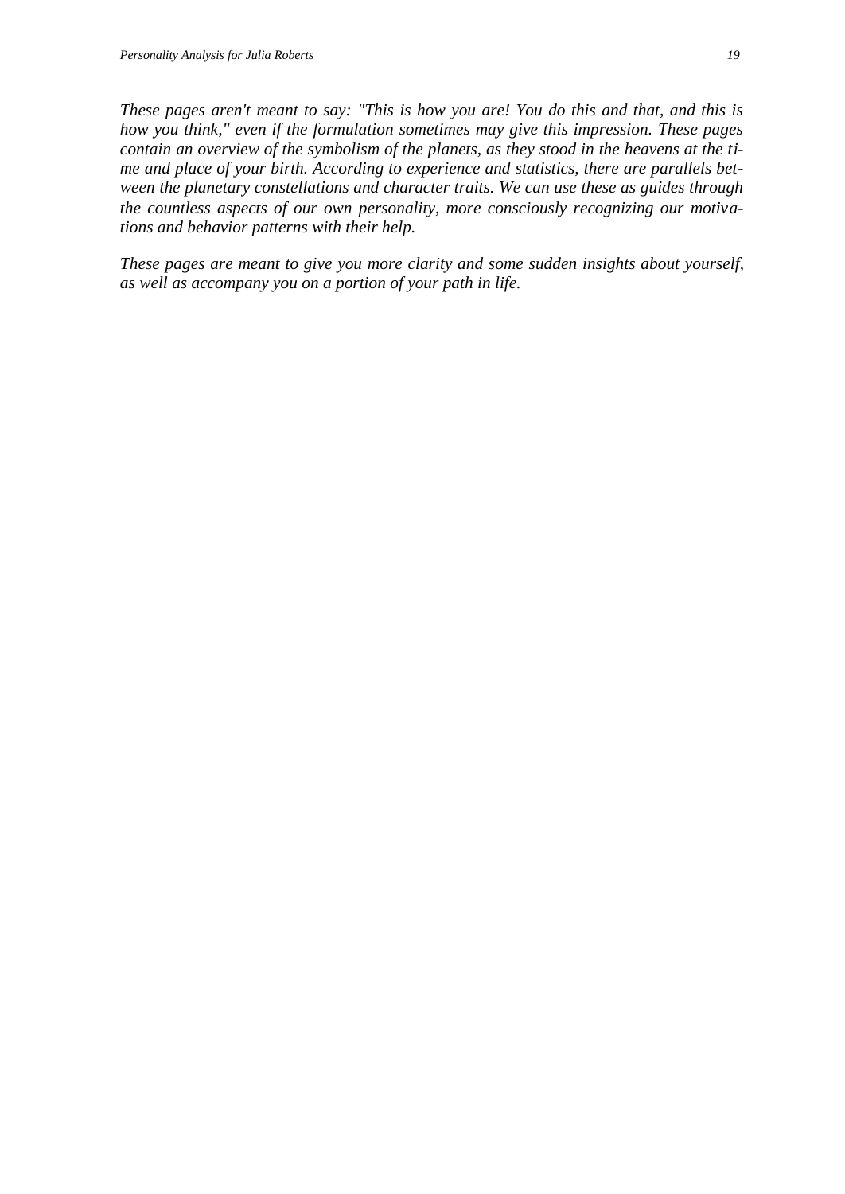*These pages aren't meant to say: "This is how you are! You do this and that, and this is how you think," even if the formulation sometimes may give this impression. These pages contain an overview of the symbolism of the planets, as they stood in the heavens at the time and place of your birth. According to experience and statistics, there are parallels between the planetary constellations and character traits. We can use these as guides through the countless aspects of our own personality, more consciously recognizing our motivations and behavior patterns with their help.*

*These pages are meant to give you more clarity and some sudden insights about yourself, as well as accompany you on a portion of your path in life.*